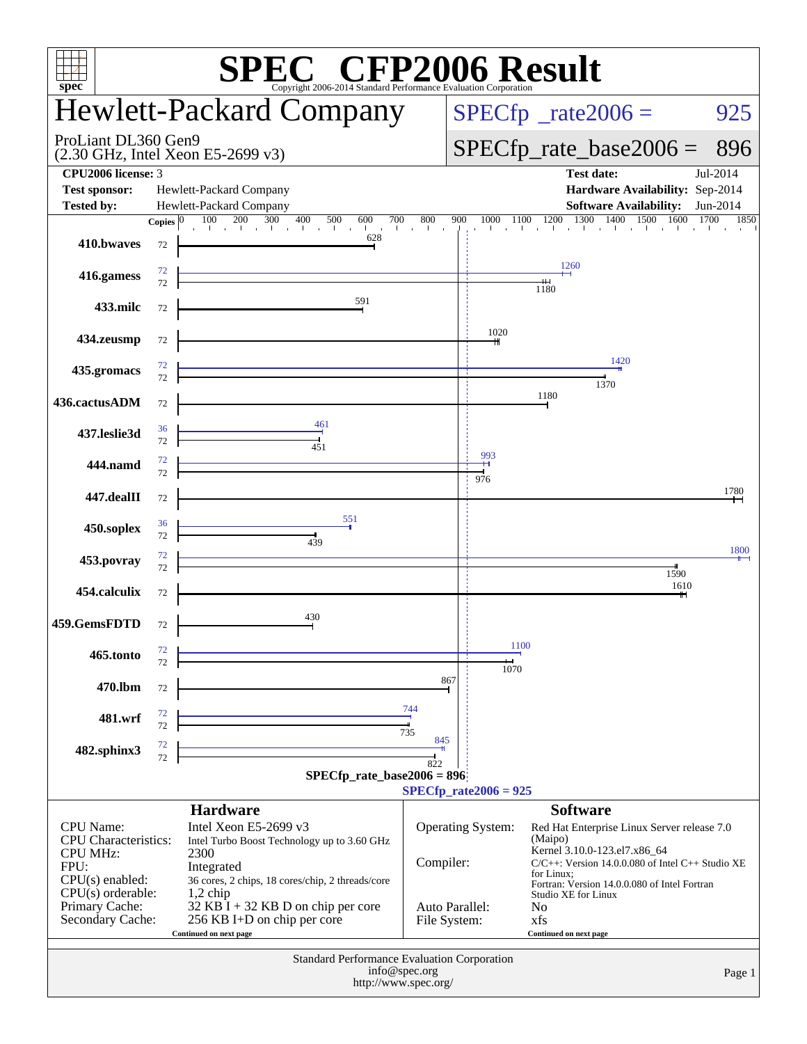# SPEC CFP2006 Result

Copyright 2006-2014 Standard Performance Evaluation Corporation

## Hewlett-Packard Company

ProLiant DL360 Gen9
(2.30 GHz, Intel Xeon E5-2699 v3)

SPECfp_rate2006 = 925

SPECfp_rate_base2006 = 896

| | | | |
|---|---|---|---|
| **CPU2006 license:** | 3 | **Test date:** | Jul-2014 |
| **Test sponsor:** | Hewlett-Packard Company | **Hardware Availability:** | Sep-2014 |
| **Tested by:** | Hewlett-Packard Company | **Software Availability:** | Jun-2014 |

| Benchmark | Copies (peak) | Peak | Copies (base) | Base |
|---|---|---|---|---|
| 410.bwaves | | | 72 | 628 |
| 416.gamess | 72 | 1260 | 72 | 1180 |
| 433.milc | | | 72 | 591 |
| 434.zeusmp | | | 72 | 1020 |
| 435.gromacs | 72 | 1420 | 72 | 1370 |
| 436.cactusADM | | | 72 | 1180 |
| 437.leslie3d | 36 | 461 | 72 | 451 |
| 444.namd | 72 | 993 | 72 | 976 |
| 447.dealII | | | 72 | 1780 |
| 450.soplex | 36 | 551 | 72 | 439 |
| 453.povray | 72 | 1800 | 72 | 1590 |
| 454.calculix | | | 72 | 1610 |
| 459.GemsFDTD | | | 72 | 430 |
| 465.tonto | 72 | 1100 | 72 | 1070 |
| 470.lbm | | | 72 | 867 |
| 481.wrf | 72 | 744 | 72 | 735 |
| 482.sphinx3 | 72 | 845 | 72 | 822 |

SPECfp_rate_base2006 = 896

SPECfp_rate2006 = 925

### Hardware

| | |
|---|---|
| CPU Name: | Intel Xeon E5-2699 v3 |
| CPU Characteristics: | Intel Turbo Boost Technology up to 3.60 GHz |
| CPU MHz: | 2300 |
| FPU: | Integrated |
| CPU(s) enabled: | 36 cores, 2 chips, 18 cores/chip, 2 threads/core |
| CPU(s) orderable: | 1,2 chip |
| Primary Cache: | 32 KB I + 32 KB D on chip per core |
| Secondary Cache: | 256 KB I+D on chip per core |

Continued on next page

### Software

| | |
|---|---|
| Operating System: | Red Hat Enterprise Linux Server release 7.0 (Maipo) Kernel 3.10.0-123.el7.x86_64 |
| Compiler: | C/C++: Version 14.0.0.080 of Intel C++ Studio XE for Linux; Fortran: Version 14.0.0.080 of Intel Fortran Studio XE for Linux |
| Auto Parallel: | No |
| File System: | xfs |

Continued on next page

Standard Performance Evaluation Corporation
info@spec.org
http://www.spec.org/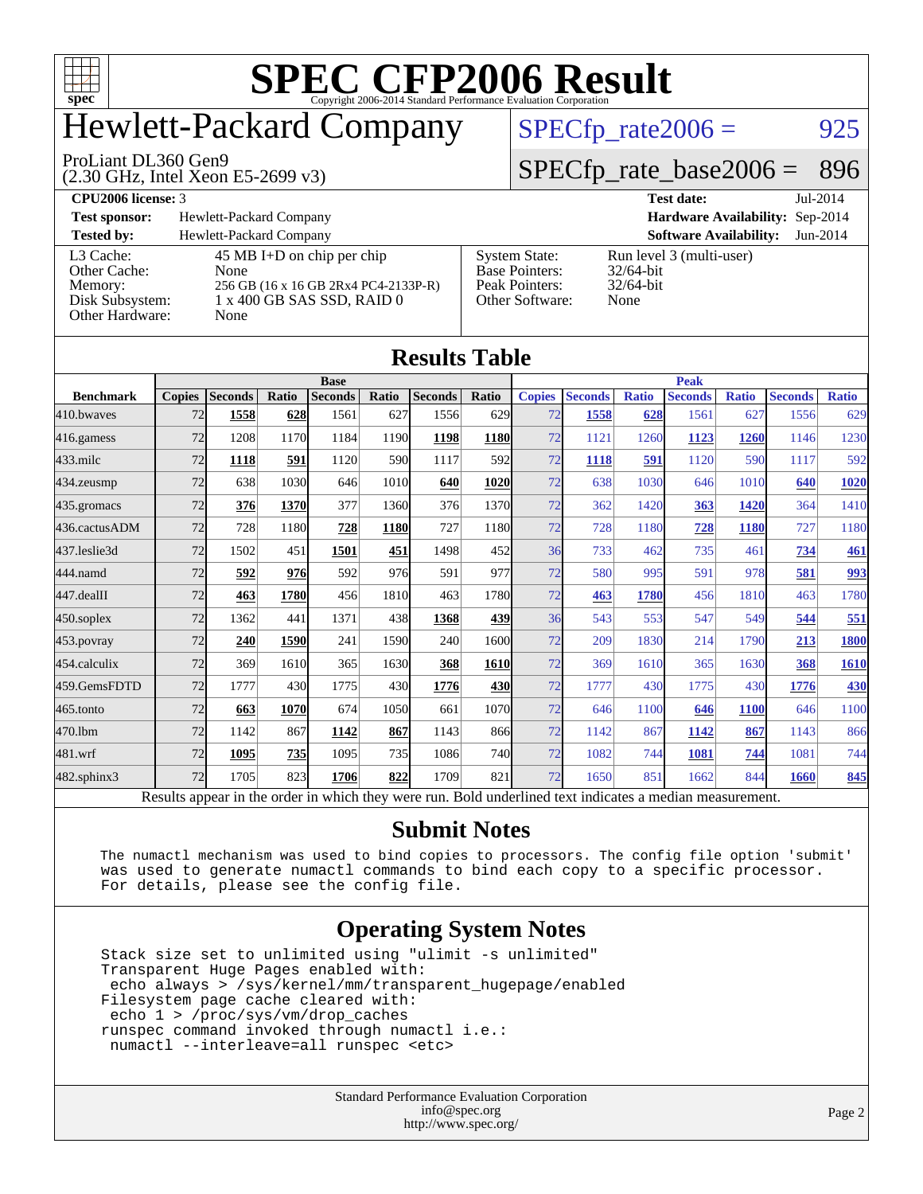# SPEC CFP2006 Result

Copyright 2006-2014 Standard Performance Evaluation Corporation

## Hewlett-Packard Company

ProLiant DL360 Gen9
(2.30 GHz, Intel Xeon E5-2699 v3)

SPECfp_rate2006 = 925

SPECfp_rate_base2006 = 896

| | | | |
|---|---|---|---|
| **CPU2006 license:** 3 | | **Test date:** | Jul-2014 |
| **Test sponsor:** | Hewlett-Packard Company | **Hardware Availability:** | Sep-2014 |
| **Tested by:** | Hewlett-Packard Company | **Software Availability:** | Jun-2014 |

| | | | |
|---|---|---|---|
| L3 Cache: | 45 MB I+D on chip per chip | System State: | Run level 3 (multi-user) |
| Other Cache: | None | Base Pointers: | 32/64-bit |
| Memory: | 256 GB (16 x 16 GB 2Rx4 PC4-2133P-R) | Peak Pointers: | 32/64-bit |
| Disk Subsystem: | 1 x 400 GB SAS SSD, RAID 0 | Other Software: | None |
| Other Hardware: | None | | |

## Results Table

| | Base | | | | | | | Peak | | | | | | |
|---|---|---|---|---|---|---|---|---|---|---|---|---|---|---|
| **Benchmark** | **Copies** | **Seconds** | **Ratio** | **Seconds** | **Ratio** | **Seconds** | **Ratio** | **Copies** | **Seconds** | **Ratio** | **Seconds** | **Ratio** | **Seconds** | **Ratio** |
| 410.bwaves | 72 | **1558** | **628** | 1561 | 627 | 1556 | 629 | 72 | **1558** | **628** | 1561 | 627 | 1556 | 629 |
| 416.gamess | 72 | 1208 | 1170 | 1184 | 1190 | **1198** | **1180** | 72 | 1121 | 1260 | **1123** | **1260** | 1146 | 1230 |
| 433.milc | 72 | **1118** | **591** | 1120 | 590 | 1117 | 592 | 72 | **1118** | **591** | 1120 | 590 | 1117 | 592 |
| 434.zeusmp | 72 | 638 | 1030 | 646 | 1010 | **640** | **1020** | 72 | 638 | 1030 | 646 | 1010 | **640** | **1020** |
| 435.gromacs | 72 | **376** | **1370** | 377 | 1360 | 376 | 1370 | 72 | 362 | 1420 | **363** | **1420** | 364 | 1410 |
| 436.cactusADM | 72 | 728 | 1180 | **728** | **1180** | 727 | 1180 | 72 | 728 | 1180 | **728** | **1180** | 727 | 1180 |
| 437.leslie3d | 72 | 1502 | 451 | **1501** | **451** | 1498 | 452 | 36 | 733 | 462 | 735 | 461 | **734** | **461** |
| 444.namd | 72 | **592** | **976** | 592 | 976 | 591 | 977 | 72 | 580 | 995 | 591 | 978 | **581** | **993** |
| 447.dealII | 72 | **463** | **1780** | 456 | 1810 | 463 | 1780 | 72 | **463** | **1780** | 456 | 1810 | 463 | 1780 |
| 450.soplex | 72 | 1362 | 441 | 1371 | 438 | **1368** | **439** | 36 | 543 | 553 | 547 | 549 | **544** | **551** |
| 453.povray | 72 | **240** | **1590** | 241 | 1590 | 240 | 1600 | 72 | 209 | 1830 | 214 | 1790 | **213** | **1800** |
| 454.calculix | 72 | 369 | 1610 | 365 | 1630 | **368** | **1610** | 72 | 369 | 1610 | 365 | 1630 | **368** | **1610** |
| 459.GemsFDTD | 72 | 1777 | 430 | 1775 | 430 | **1776** | **430** | 72 | 1777 | 430 | 1775 | 430 | **1776** | **430** |
| 465.tonto | 72 | **663** | **1070** | 674 | 1050 | 661 | 1070 | 72 | 646 | 1100 | **646** | **1100** | 646 | 1100 |
| 470.lbm | 72 | 1142 | 867 | **1142** | **867** | 1143 | 866 | 72 | 1142 | 867 | **1142** | **867** | 1143 | 866 |
| 481.wrf | 72 | **1095** | **735** | 1095 | 735 | 1086 | 740 | 72 | 1082 | 744 | **1081** | **744** | 1081 | 744 |
| 482.sphinx3 | 72 | 1705 | 823 | **1706** | **822** | 1709 | 821 | 72 | 1650 | 851 | 1662 | 844 | **1660** | **845** |

Results appear in the order in which they were run. Bold underlined text indicates a median measurement.

## Submit Notes

```
The numactl mechanism was used to bind copies to processors. The config file option 'submit'
was used to generate numactl commands to bind each copy to a specific processor.
For details, please see the config file.
```

## Operating System Notes

```
Stack size set to unlimited using "ulimit -s unlimited"
Transparent Huge Pages enabled with:
 echo always > /sys/kernel/mm/transparent_hugepage/enabled
Filesystem page cache cleared with:
 echo 1 > /proc/sys/vm/drop_caches
runspec command invoked through numactl i.e.:
 numactl --interleave=all runspec <etc>
```

Standard Performance Evaluation Corporation
info@spec.org
http://www.spec.org/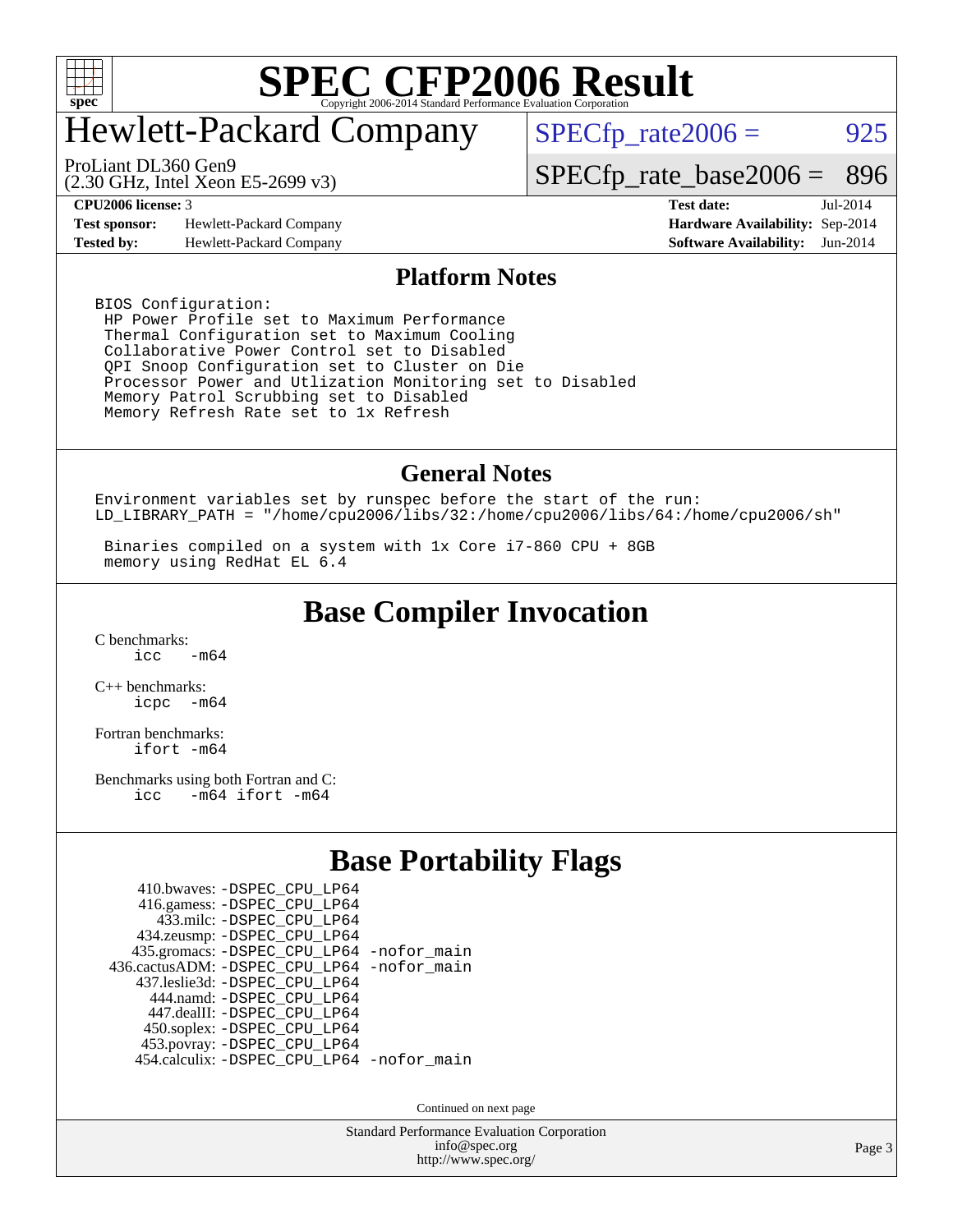# SPEC CFP2006 Result

Copyright 2006-2014 Standard Performance Evaluation Corporation

# Hewlett-Packard Company

ProLiant DL360 Gen9
(2.30 GHz, Intel Xeon E5-2699 v3)

SPECfp_rate2006 = 925

SPECfp_rate_base2006 = 896

| | | | |
|---|---|---|---|
| **CPU2006 license:** 3 | | **Test date:** | Jul-2014 |
| **Test sponsor:** | Hewlett-Packard Company | **Hardware Availability:** | Sep-2014 |
| **Tested by:** | Hewlett-Packard Company | **Software Availability:** | Jun-2014 |

## Platform Notes

```
BIOS Configuration:
 HP Power Profile set to Maximum Performance
 Thermal Configuration set to Maximum Cooling
 Collaborative Power Control set to Disabled
 QPI Snoop Configuration set to Cluster on Die
 Processor Power and Utlization Monitoring set to Disabled
 Memory Patrol Scrubbing set to Disabled
 Memory Refresh Rate set to 1x Refresh
```

## General Notes

```
Environment variables set by runspec before the start of the run:
LD_LIBRARY_PATH = "/home/cpu2006/libs/32:/home/cpu2006/libs/64:/home/cpu2006/sh"

 Binaries compiled on a system with 1x Core i7-860 CPU + 8GB
 memory using RedHat EL 6.4
```

## Base Compiler Invocation

C benchmarks:
`icc   -m64`

C++ benchmarks:
`icpc  -m64`

Fortran benchmarks:
`ifort -m64`

Benchmarks using both Fortran and C:
`icc   -m64 ifort -m64`

## Base Portability Flags

```
     410.bwaves: -DSPEC_CPU_LP64
     416.gamess: -DSPEC_CPU_LP64
       433.milc: -DSPEC_CPU_LP64
     434.zeusmp: -DSPEC_CPU_LP64
    435.gromacs: -DSPEC_CPU_LP64 -nofor_main
 436.cactusADM: -DSPEC_CPU_LP64 -nofor_main
    437.leslie3d: -DSPEC_CPU_LP64
      444.namd: -DSPEC_CPU_LP64
     447.dealII: -DSPEC_CPU_LP64
     450.soplex: -DSPEC_CPU_LP64
     453.povray: -DSPEC_CPU_LP64
   454.calculix: -DSPEC_CPU_LP64 -nofor_main
```

Continued on next page

Standard Performance Evaluation Corporation
info@spec.org
http://www.spec.org/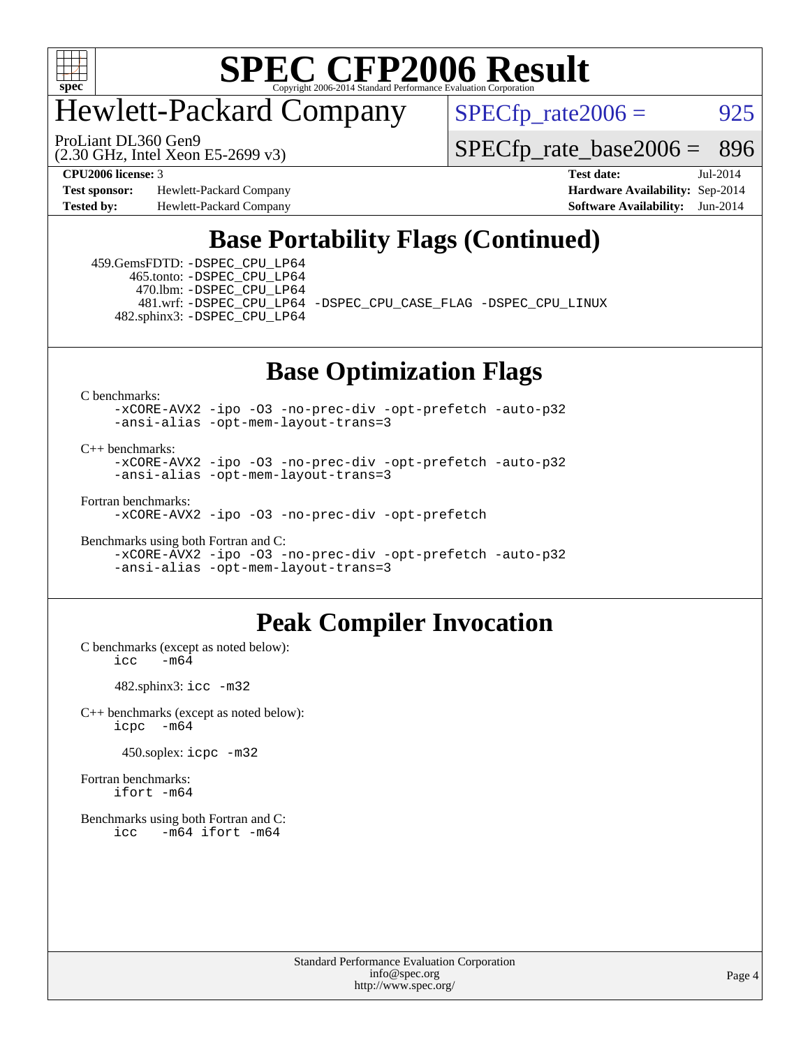# SPEC CFP2006 Result

Copyright 2006-2014 Standard Performance Evaluation Corporation

## Hewlett-Packard Company

ProLiant DL360 Gen9
(2.30 GHz, Intel Xeon E5-2699 v3)

SPECfp_rate2006 = 925

SPECfp_rate_base2006 = 896

| | | | |
|---|---|---|---|
| **CPU2006 license:** | 3 | **Test date:** | Jul-2014 |
| **Test sponsor:** | Hewlett-Packard Company | **Hardware Availability:** | Sep-2014 |
| **Tested by:** | Hewlett-Packard Company | **Software Availability:** | Jun-2014 |

## Base Portability Flags (Continued)

459.GemsFDTD: -DSPEC_CPU_LP64
465.tonto: -DSPEC_CPU_LP64
470.lbm: -DSPEC_CPU_LP64
481.wrf: -DSPEC_CPU_LP64 -DSPEC_CPU_CASE_FLAG -DSPEC_CPU_LINUX
482.sphinx3: -DSPEC_CPU_LP64

## Base Optimization Flags

C benchmarks:
-xCORE-AVX2 -ipo -O3 -no-prec-div -opt-prefetch -auto-p32
-ansi-alias -opt-mem-layout-trans=3

C++ benchmarks:
-xCORE-AVX2 -ipo -O3 -no-prec-div -opt-prefetch -auto-p32
-ansi-alias -opt-mem-layout-trans=3

Fortran benchmarks:
-xCORE-AVX2 -ipo -O3 -no-prec-div -opt-prefetch

Benchmarks using both Fortran and C:
-xCORE-AVX2 -ipo -O3 -no-prec-div -opt-prefetch -auto-p32
-ansi-alias -opt-mem-layout-trans=3

## Peak Compiler Invocation

C benchmarks (except as noted below):
icc -m64

482.sphinx3: icc -m32

C++ benchmarks (except as noted below):
icpc -m64

450.soplex: icpc -m32

Fortran benchmarks:
ifort -m64

Benchmarks using both Fortran and C:
icc -m64 ifort -m64

Standard Performance Evaluation Corporation
info@spec.org
http://www.spec.org/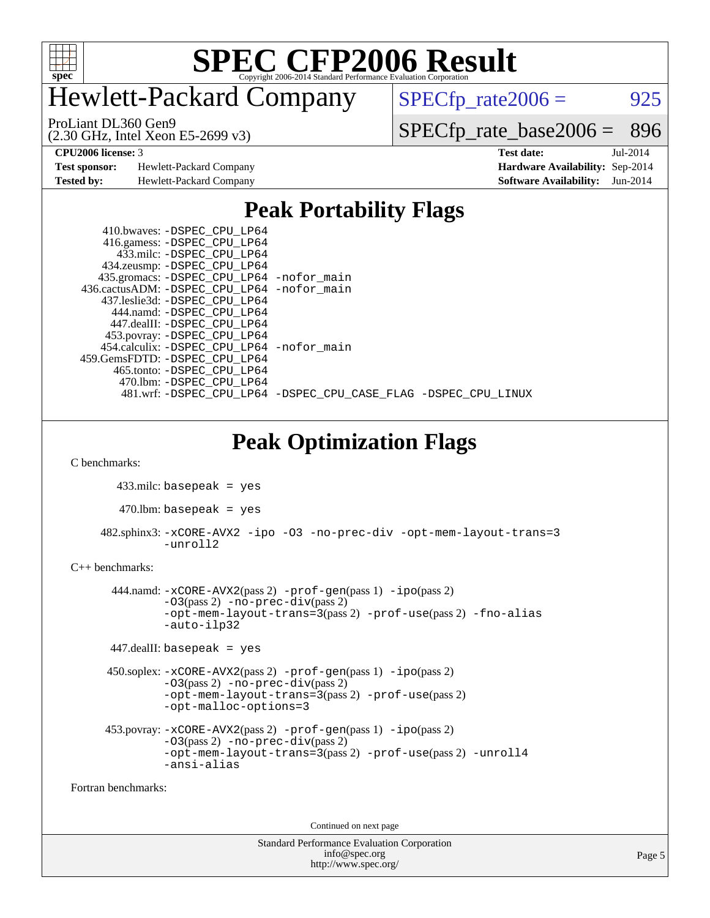# SPEC CFP2006 Result

Copyright 2006-2014 Standard Performance Evaluation Corporation

# Hewlett-Packard Company

ProLiant DL360 Gen9
(2.30 GHz, Intel Xeon E5-2699 v3)

SPECfp_rate2006 = 925

SPECfp_rate_base2006 = 896

**CPU2006 license:** 3
**Test sponsor:** Hewlett-Packard Company
**Tested by:** Hewlett-Packard Company

**Test date:** Jul-2014
**Hardware Availability:** Sep-2014
**Software Availability:** Jun-2014

## Peak Portability Flags

410.bwaves: -DSPEC_CPU_LP64
416.gamess: -DSPEC_CPU_LP64
433.milc: -DSPEC_CPU_LP64
434.zeusmp: -DSPEC_CPU_LP64
435.gromacs: -DSPEC_CPU_LP64 -nofor_main
436.cactusADM: -DSPEC_CPU_LP64 -nofor_main
437.leslie3d: -DSPEC_CPU_LP64
444.namd: -DSPEC_CPU_LP64
447.dealII: -DSPEC_CPU_LP64
453.povray: -DSPEC_CPU_LP64
454.calculix: -DSPEC_CPU_LP64 -nofor_main
459.GemsFDTD: -DSPEC_CPU_LP64
465.tonto: -DSPEC_CPU_LP64
470.lbm: -DSPEC_CPU_LP64
481.wrf: -DSPEC_CPU_LP64 -DSPEC_CPU_CASE_FLAG -DSPEC_CPU_LINUX

## Peak Optimization Flags

C benchmarks:

433.milc: basepeak = yes

470.lbm: basepeak = yes

482.sphinx3: -xCORE-AVX2 -ipo -O3 -no-prec-div -opt-mem-layout-trans=3 -unroll2

C++ benchmarks:

444.namd: -xCORE-AVX2(pass 2) -prof-gen(pass 1) -ipo(pass 2) -O3(pass 2) -no-prec-div(pass 2) -opt-mem-layout-trans=3(pass 2) -prof-use(pass 2) -fno-alias -auto-ilp32

447.dealII: basepeak = yes

450.soplex: -xCORE-AVX2(pass 2) -prof-gen(pass 1) -ipo(pass 2) -O3(pass 2) -no-prec-div(pass 2) -opt-mem-layout-trans=3(pass 2) -prof-use(pass 2) -opt-malloc-options=3

453.povray: -xCORE-AVX2(pass 2) -prof-gen(pass 1) -ipo(pass 2) -O3(pass 2) -no-prec-div(pass 2) -opt-mem-layout-trans=3(pass 2) -prof-use(pass 2) -unroll4 -ansi-alias

Fortran benchmarks:

Continued on next page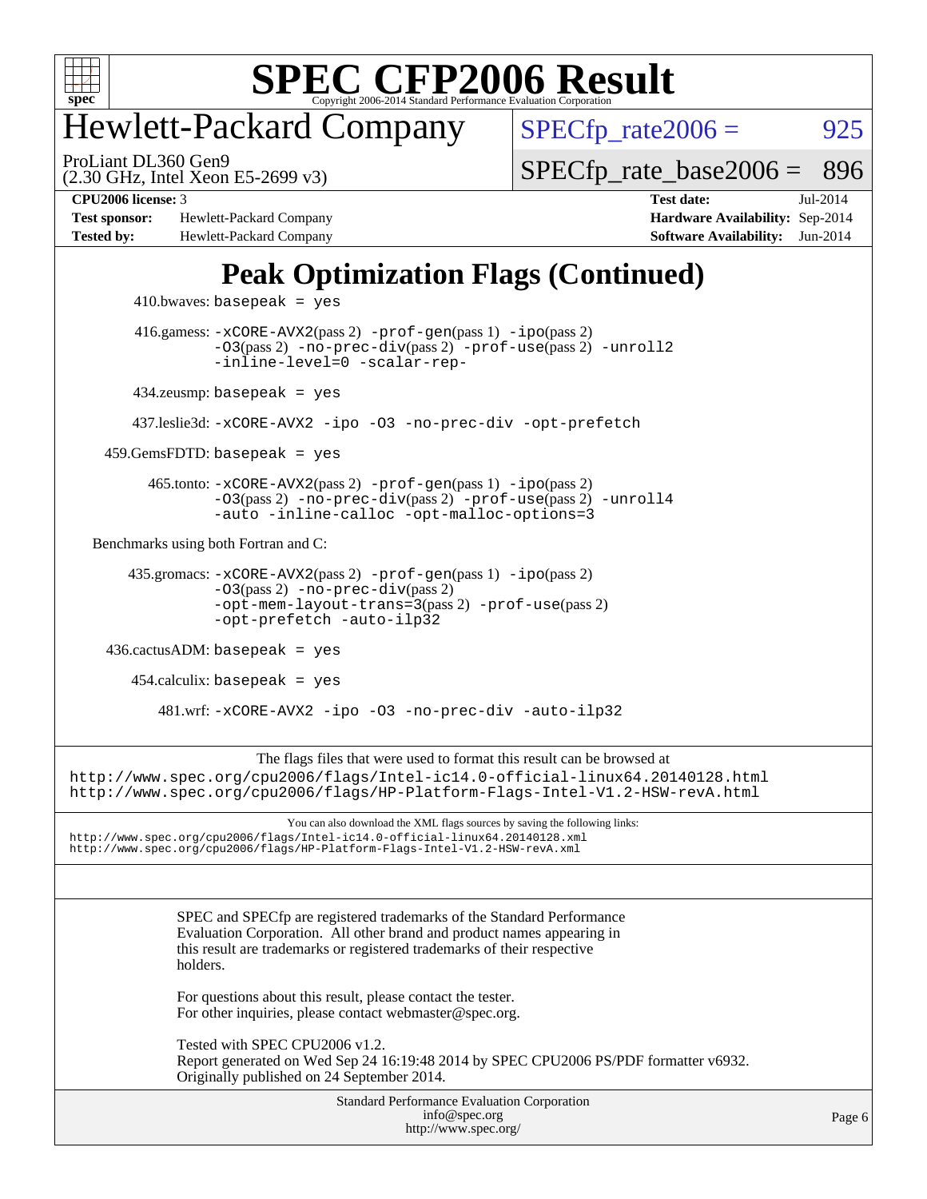# Hewlett-Packard Company

ProLiant DL360 Gen9
(2.30 GHz, Intel Xeon E5-2699 v3)

SPECfp_rate2006 = 925

SPECfp_rate_base2006 = 896

**CPU2006 license:** 3
**Test sponsor:** Hewlett-Packard Company
**Tested by:** Hewlett-Packard Company

**Test date:** Jul-2014
**Hardware Availability:** Sep-2014
**Software Availability:** Jun-2014

## Peak Optimization Flags (Continued)

410.bwaves: basepeak = yes

416.gamess: -xCORE-AVX2(pass 2) -prof-gen(pass 1) -ipo(pass 2) -O3(pass 2) -no-prec-div(pass 2) -prof-use(pass 2) -unroll2 -inline-level=0 -scalar-rep-

434.zeusmp: basepeak = yes

437.leslie3d: -xCORE-AVX2 -ipo -O3 -no-prec-div -opt-prefetch

459.GemsFDTD: basepeak = yes

465.tonto: -xCORE-AVX2(pass 2) -prof-gen(pass 1) -ipo(pass 2) -O3(pass 2) -no-prec-div(pass 2) -prof-use(pass 2) -unroll4 -auto -inline-calloc -opt-malloc-options=3

Benchmarks using both Fortran and C:

435.gromacs: -xCORE-AVX2(pass 2) -prof-gen(pass 1) -ipo(pass 2) -O3(pass 2) -no-prec-div(pass 2) -opt-mem-layout-trans=3(pass 2) -prof-use(pass 2) -opt-prefetch -auto-ilp32

436.cactusADM: basepeak = yes

454.calculix: basepeak = yes

481.wrf: -xCORE-AVX2 -ipo -O3 -no-prec-div -auto-ilp32

The flags files that were used to format this result can be browsed at
http://www.spec.org/cpu2006/flags/Intel-ic14.0-official-linux64.20140128.html
http://www.spec.org/cpu2006/flags/HP-Platform-Flags-Intel-V1.2-HSW-revA.html

You can also download the XML flags sources by saving the following links:
http://www.spec.org/cpu2006/flags/Intel-ic14.0-official-linux64.20140128.xml
http://www.spec.org/cpu2006/flags/HP-Platform-Flags-Intel-V1.2-HSW-revA.xml

SPEC and SPECfp are registered trademarks of the Standard Performance Evaluation Corporation. All other brand and product names appearing in this result are trademarks or registered trademarks of their respective holders.

For questions about this result, please contact the tester.
For other inquiries, please contact webmaster@spec.org.

Tested with SPEC CPU2006 v1.2.
Report generated on Wed Sep 24 16:19:48 2014 by SPEC CPU2006 PS/PDF formatter v6932.
Originally published on 24 September 2014.